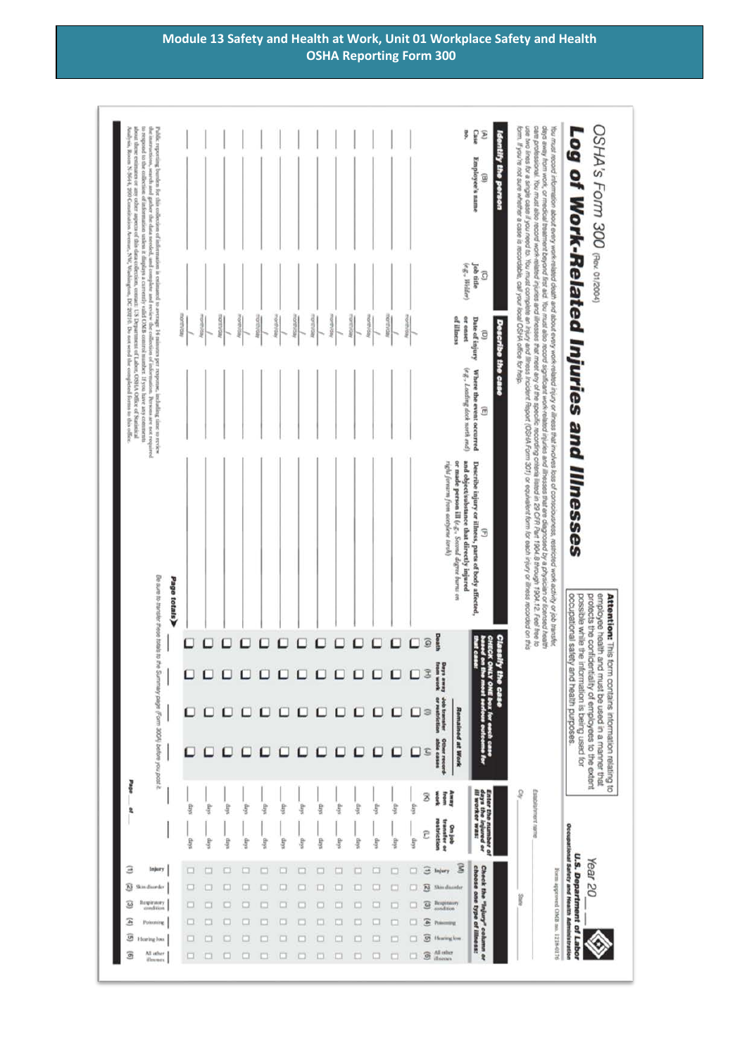# Module 13 Safety and Health at Work, Unit 01 Workplace Safety and Health
## OSHA Reporting Form 300

OSHA's Form 300 (Rev. 01/2004)

# Log of Work-Related Injuries and Illnesses

**Attention:** This form contains information relating to employee health and must be used in a manner that protects the confidentiality of employees to the extent possible while the information is being used for occupational safety and health purposes.

Year 20 ___

**U.S. Department of Labor**
Occupational Safety and Health Administration

Form approved OMB no. 1218-0176

You must record information about every work-related death and about every work-related injury or illness that involves loss of consciousness, restricted work activity or job transfer, days away from work, or medical treatment beyond first aid. You must also record significant work-related injuries and illnesses that are diagnosed by a physician or licensed health care professional. You must also record work-related injuries and illnesses that meet any of the specific recording criteria listed in 29 CFR Part 1904.8 through 1904.12. Feel free to use two lines for a single case if you need to. You must complete an injury and illness incident Report (OSHA Form 301) or equivalent form for each injury or illness recorded on this form. If you're not sure whether a case is recordable, call your local OSHA office for help.

Establishment name ___

City ___ State ___

| Identify the person | | | Describe the case | | | Classify the case: CHECK ONLY ONE box for each case based on the most serious outcome for that case: | | | | Enter the number of days the injured or ill worker was: | | Check the "Injury" column or choose one type of illness: | | | | | |
|---|---|---|---|---|---|---|---|---|---|---|---|---|---|---|---|---|---|
| | | | | | | | | Remained at Work | | | | (M) | | | | | |
| (A) Case no. | (B) Employee's name | (C) Job title (e.g., Welder) | (D) Date of injury or onset of illness | (E) Where the event occurred (e.g., Loading dock north end) | (F) Describe injury or illness, parts of body affected, and object/substance that directly injured or made person ill (e.g., Second degree burns on right forearm from acetylene torch) | (G) Death | (H) Days away from work | (I) Job transfer or restriction | (J) Other record-able cases | (K) Away from work | (L) On job transfer or restriction | (1) Injury | (2) Skin disorder | (3) Respiratory condition | (4) Poisoning | (5) Hearing loss | (6) All other illnesses |
| | | | month/day | | | ☐ | ☐ | ☐ | ☐ | ___ days | ___ days | ☐ | ☐ | ☐ | ☐ | ☐ | ☐ |
| | | | month/day | | | ☐ | ☐ | ☐ | ☐ | ___ days | ___ days | ☐ | ☐ | ☐ | ☐ | ☐ | ☐ |
| | | | month/day | | | ☐ | ☐ | ☐ | ☐ | ___ days | ___ days | ☐ | ☐ | ☐ | ☐ | ☐ | ☐ |
| | | | month/day | | | ☐ | ☐ | ☐ | ☐ | ___ days | ___ days | ☐ | ☐ | ☐ | ☐ | ☐ | ☐ |
| | | | month/day | | | ☐ | ☐ | ☐ | ☐ | ___ days | ___ days | ☐ | ☐ | ☐ | ☐ | ☐ | ☐ |
| | | | month/day | | | ☐ | ☐ | ☐ | ☐ | ___ days | ___ days | ☐ | ☐ | ☐ | ☐ | ☐ | ☐ |
| | | | month/day | | | ☐ | ☐ | ☐ | ☐ | ___ days | ___ days | ☐ | ☐ | ☐ | ☐ | ☐ | ☐ |
| | | | month/day | | | ☐ | ☐ | ☐ | ☐ | ___ days | ___ days | ☐ | ☐ | ☐ | ☐ | ☐ | ☐ |
| | | | month/day | | | ☐ | ☐ | ☐ | ☐ | ___ days | ___ days | ☐ | ☐ | ☐ | ☐ | ☐ | ☐ |
| | | | month/day | | | ☐ | ☐ | ☐ | ☐ | ___ days | ___ days | ☐ | ☐ | ☐ | ☐ | ☐ | ☐ |
| | | | month/day | | | ☐ | ☐ | ☐ | ☐ | ___ days | ___ days | ☐ | ☐ | ☐ | ☐ | ☐ | ☐ |
| | | | month/day | | | ☐ | ☐ | ☐ | ☐ | ___ days | ___ days | ☐ | ☐ | ☐ | ☐ | ☐ | ☐ |
| | | | month/day | | | ☐ | ☐ | ☐ | ☐ | ___ days | ___ days | ☐ | ☐ | ☐ | ☐ | ☐ | ☐ |
| | | | | | **Page totals▶** | ___ | ___ | ___ | ___ | ___ | ___ | ___ | ___ | ___ | ___ | ___ | ___ |
| | | | | | | | | | | | | (1) Injury | (2) Skin disorder | (3) Respiratory condition | (4) Poisoning | (5) Hearing loss | (6) All other illnesses |

Be sure to transfer these totals to the Summary page (Form 300A) before you post it.

Page ___ of ___

Public reporting burden for this collection of information is estimated to average 14 minutes per response, including time to review the instructions, search and gather the data needed, and complete and review the collection of information. Persons are not required to respond to the collection of information unless it displays a currently valid OMB control number. If you have any comments about these estimates or any other aspects of this data collection, contact: US Department of Labor, OSHA Office of Statistical Analysis, Room N-3644, 200 Constitution Avenue, NW, Washington, DC 20210. Do not send the completed forms to this office.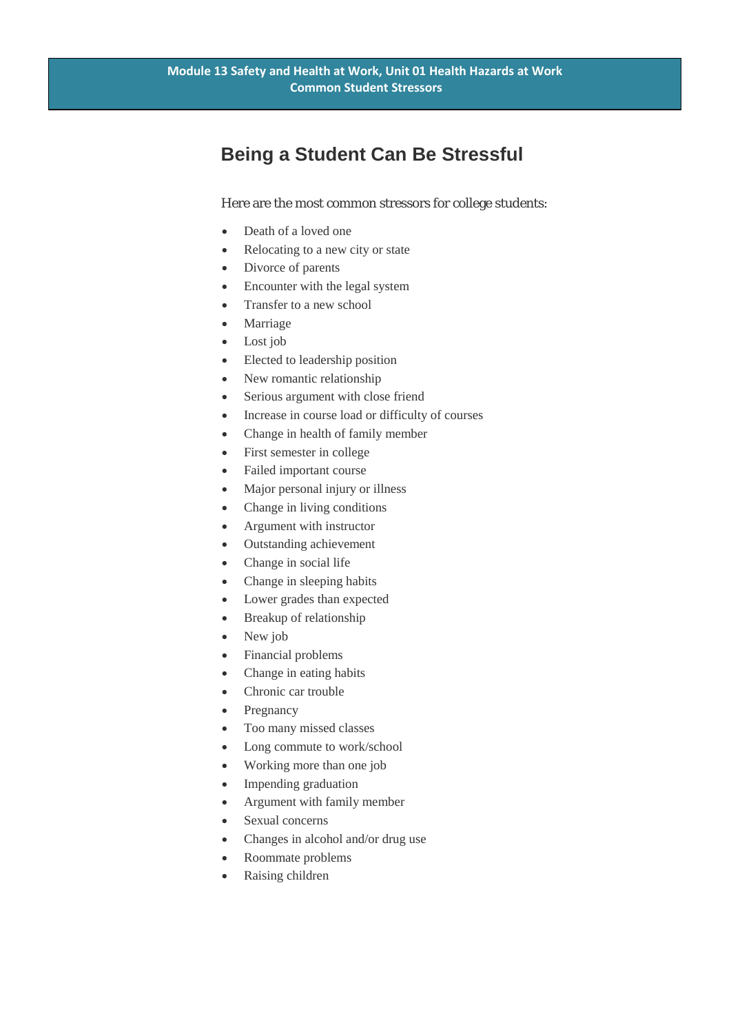# Being a Student Can Be Stressful

Here are the most common stressors for college students:

- Death of a loved one
- Relocating to a new city or state
- Divorce of parents
- Encounter with the legal system
- Transfer to a new school
- Marriage
- Lost job
- Elected to leadership position
- New romantic relationship
- Serious argument with close friend
- Increase in course load or difficulty of courses
- Change in health of family member
- First semester in college
- Failed important course
- Major personal injury or illness
- Change in living conditions
- Argument with instructor
- Outstanding achievement
- Change in social life
- Change in sleeping habits
- Lower grades than expected
- Breakup of relationship
- New job
- Financial problems
- Change in eating habits
- Chronic car trouble
- Pregnancy
- Too many missed classes
- Long commute to work/school
- Working more than one job
- Impending graduation
- Argument with family member
- Sexual concerns
- Changes in alcohol and/or drug use
- Roommate problems
- Raising children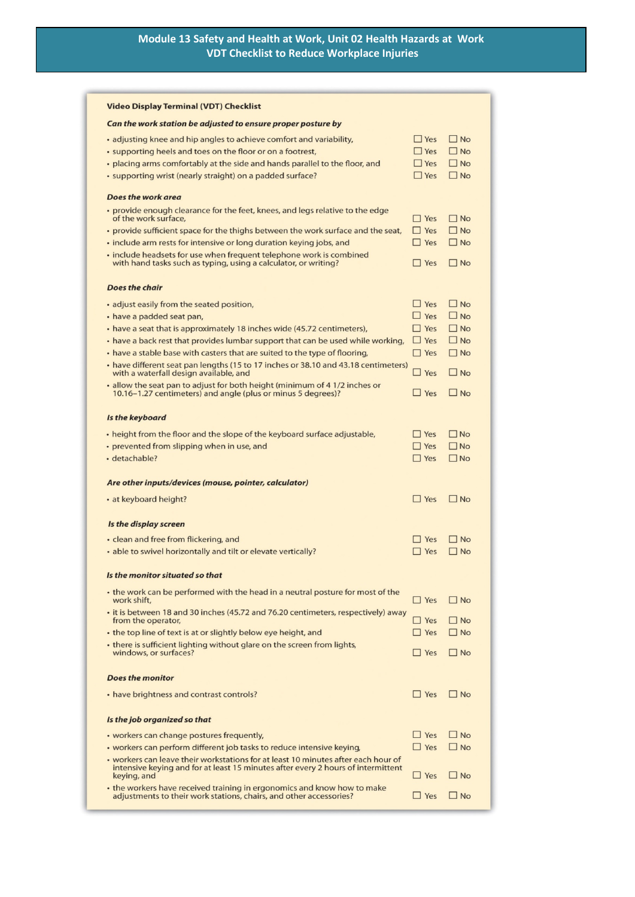## Module 13 Safety and Health at Work, Unit 02 Health Hazards at Work
## VDT Checklist to Reduce Workplace Injuries

**Video Display Terminal (VDT) Checklist**

***Can the work station be adjusted to ensure proper posture by***

- adjusting knee and hip angles to achieve comfort and variability, ☐ Yes ☐ No
- supporting heels and toes on the floor or on a footrest, ☐ Yes ☐ No
- placing arms comfortably at the side and hands parallel to the floor, and ☐ Yes ☐ No
- supporting wrist (nearly straight) on a padded surface? ☐ Yes ☐ No

***Does the work area***

- provide enough clearance for the feet, knees, and legs relative to the edge of the work surface, ☐ Yes ☐ No
- provide sufficient space for the thighs between the work surface and the seat, ☐ Yes ☐ No
- include arm rests for intensive or long duration keying jobs, and ☐ Yes ☐ No
- include headsets for use when frequent telephone work is combined with hand tasks such as typing, using a calculator, or writing? ☐ Yes ☐ No

***Does the chair***

- adjust easily from the seated position, ☐ Yes ☐ No
- have a padded seat pan, ☐ Yes ☐ No
- have a seat that is approximately 18 inches wide (45.72 centimeters), ☐ Yes ☐ No
- have a back rest that provides lumbar support that can be used while working, ☐ Yes ☐ No
- have a stable base with casters that are suited to the type of flooring, ☐ Yes ☐ No
- have different seat pan lengths (15 to 17 inches or 38.10 and 43.18 centimeters) with a waterfall design available, and ☐ Yes ☐ No
- allow the seat pan to adjust for both height (minimum of 4 1/2 inches or 10.16–1.27 centimeters) and angle (plus or minus 5 degrees)? ☐ Yes ☐ No

***Is the keyboard***

- height from the floor and the slope of the keyboard surface adjustable, ☐ Yes ☐ No
- prevented from slipping when in use, and ☐ Yes ☐ No
- detachable? ☐ Yes ☐ No

***Are other inputs/devices (mouse, pointer, calculator)***

- at keyboard height? ☐ Yes ☐ No

***Is the display screen***

- clean and free from flickering, and ☐ Yes ☐ No
- able to swivel horizontally and tilt or elevate vertically? ☐ Yes ☐ No

***Is the monitor situated so that***

- the work can be performed with the head in a neutral posture for most of the work shift, ☐ Yes ☐ No
- it is between 18 and 30 inches (45.72 and 76.20 centimeters, respectively) away from the operator, ☐ Yes ☐ No
- the top line of text is at or slightly below eye height, and ☐ Yes ☐ No
- there is sufficient lighting without glare on the screen from lights, windows, or surfaces? ☐ Yes ☐ No

***Does the monitor***

- have brightness and contrast controls? ☐ Yes ☐ No

***Is the job organized so that***

- workers can change postures frequently, ☐ Yes ☐ No
- workers can perform different job tasks to reduce intensive keying, ☐ Yes ☐ No
- workers can leave their workstations for at least 10 minutes after each hour of intensive keying and for at least 15 minutes after every 2 hours of intermittent keying, and ☐ Yes ☐ No
- the workers have received training in ergonomics and know how to make adjustments to their work stations, chairs, and other accessories? ☐ Yes ☐ No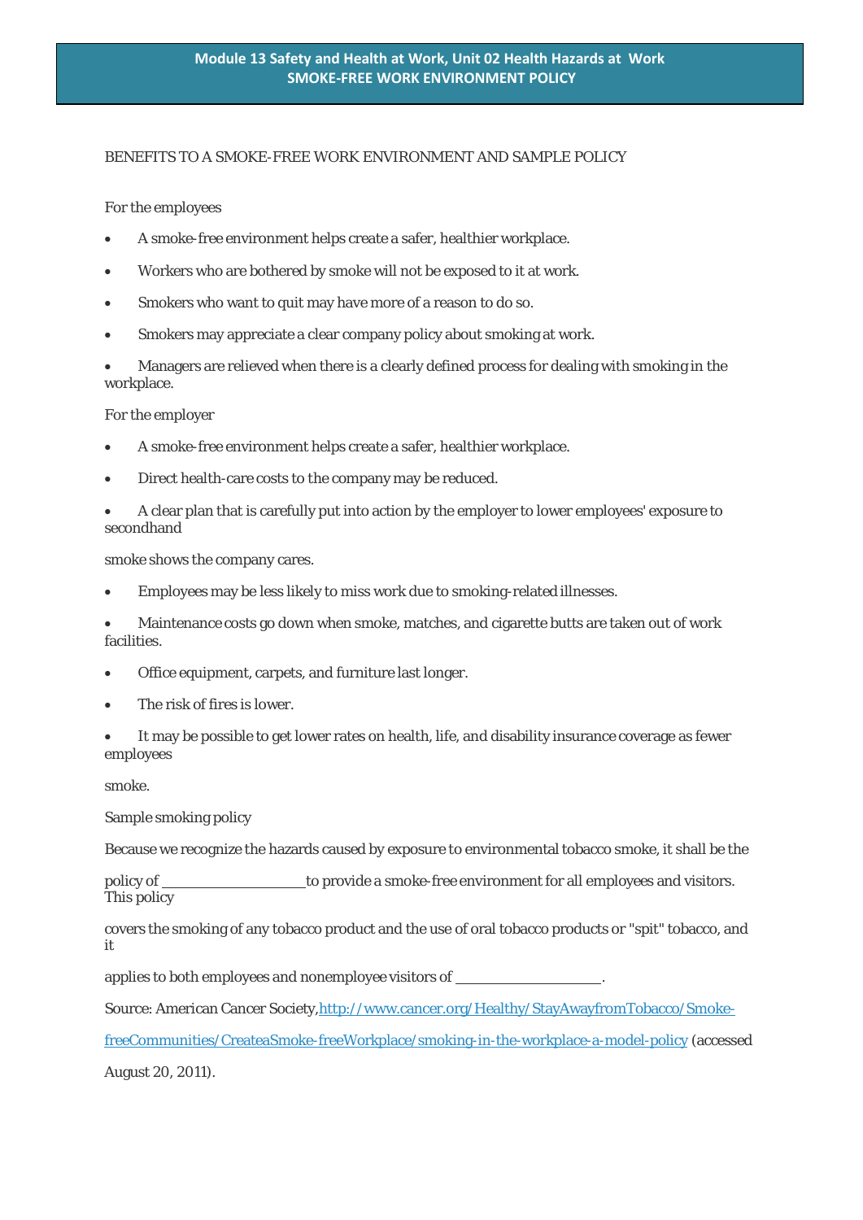**Module 13 Safety and Health at Work, Unit 02 Health Hazards at Work**
**SMOKE-FREE WORK ENVIRONMENT POLICY**

BENEFITS TO A SMOKE-FREE WORK ENVIRONMENT AND SAMPLE POLICY

For the employees

- A smoke-free environment helps create a safer, healthier workplace.
- Workers who are bothered by smoke will not be exposed to it at work.
- Smokers who want to quit may have more of a reason to do so.
- Smokers may appreciate a clear company policy about smoking at work.
- Managers are relieved when there is a clearly defined process for dealing with smoking in the workplace.

For the employer

- A smoke-free environment helps create a safer, healthier workplace.
- Direct health-care costs to the company may be reduced.
- A clear plan that is carefully put into action by the employer to lower employees' exposure to secondhand smoke shows the company cares.
- Employees may be less likely to miss work due to smoking-related illnesses.
- Maintenance costs go down when smoke, matches, and cigarette butts are taken out of work facilities.
- Office equipment, carpets, and furniture last longer.
- The risk of fires is lower.
- It may be possible to get lower rates on health, life, and disability insurance coverage as fewer employees smoke.

Sample smoking policy

Because we recognize the hazards caused by exposure to environmental tobacco smoke, it shall be the policy of ___________________ to provide a smoke-free environment for all employees and visitors. This policy covers the smoking of any tobacco product and the use of oral tobacco products or "spit" tobacco, and it applies to both employees and nonemployee visitors of ___________________.

Source: American Cancer Society, http://www.cancer.org/Healthy/StayAwayfromTobacco/Smoke-freeCommunities/CreateaSmoke-freeWorkplace/smoking-in-the-workplace-a-model-policy (accessed August 20, 2011).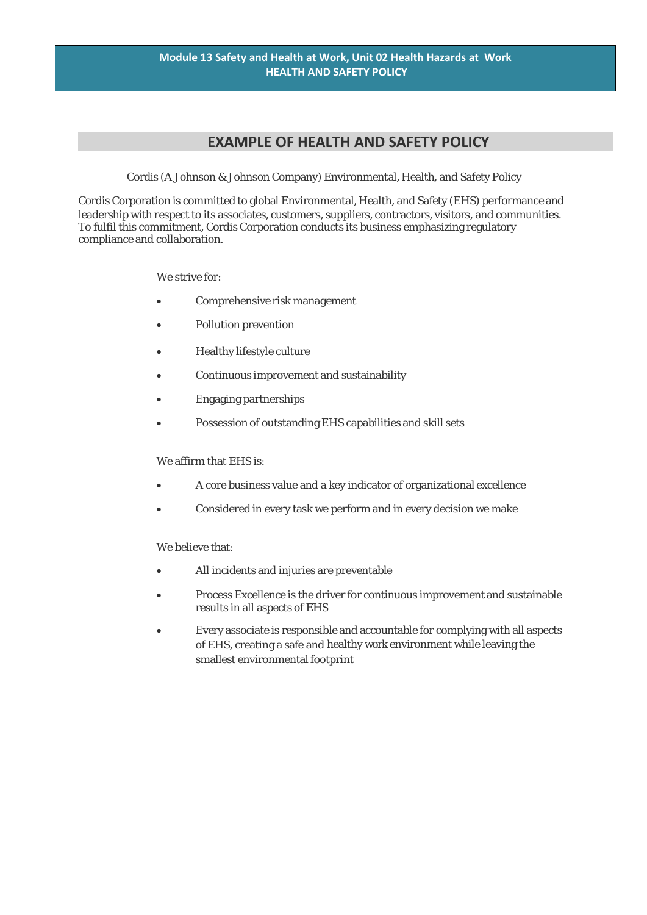## EXAMPLE OF HEALTH AND SAFETY POLICY

Cordis (A Johnson & Johnson Company) Environmental, Health, and Safety Policy

Cordis Corporation is committed to global Environmental, Health, and Safety (EHS) performance and leadership with respect to its associates, customers, suppliers, contractors, visitors, and communities. To fulfil this commitment, Cordis Corporation conducts its business emphasizing regulatory compliance and collaboration.

We strive for:

- Comprehensive risk management
- Pollution prevention
- Healthy lifestyle culture
- Continuous improvement and sustainability
- Engaging partnerships
- Possession of outstanding EHS capabilities and skill sets

We affirm that EHS is:

- A core business value and a key indicator of organizational excellence
- Considered in every task we perform and in every decision we make

We believe that:

- All incidents and injuries are preventable
- Process Excellence is the driver for continuous improvement and sustainable results in all aspects of EHS
- Every associate is responsible and accountable for complying with all aspects of EHS, creating a safe and healthy work environment while leaving the smallest environmental footprint